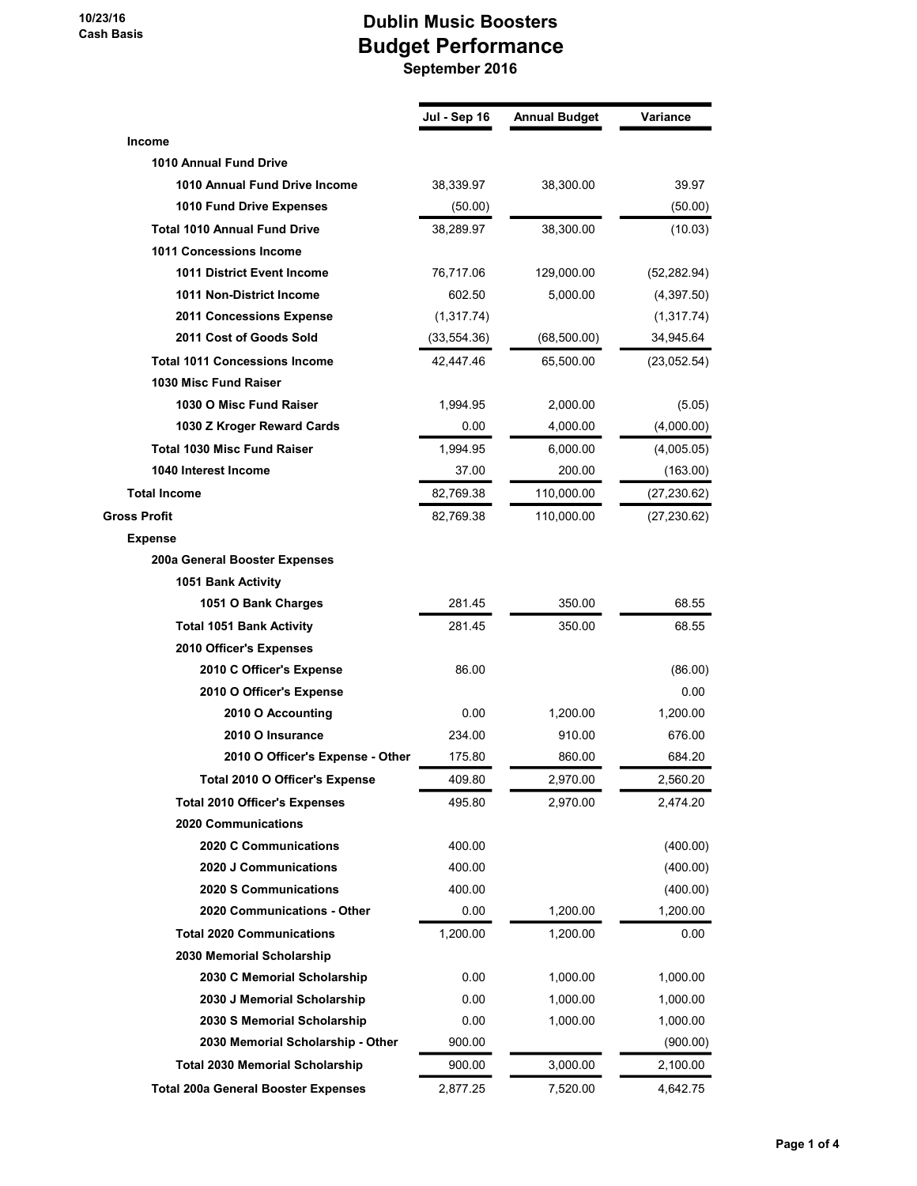10/23/16
Cash Basis

# Dublin Music Boosters
## Budget Performance
### September 2016

| | Jul - Sep 16 | Annual Budget | Variance |
|---|---|---|---|
| **Income** | | | |
| **1010 Annual Fund Drive** | | | |
| **1010 Annual Fund Drive Income** | 38,339.97 | 38,300.00 | 39.97 |
| **1010 Fund Drive Expenses** | (50.00) | | (50.00) |
| **Total 1010 Annual Fund Drive** | 38,289.97 | 38,300.00 | (10.03) |
| **1011 Concessions Income** | | | |
| **1011 District Event Income** | 76,717.06 | 129,000.00 | (52,282.94) |
| **1011 Non-District Income** | 602.50 | 5,000.00 | (4,397.50) |
| **2011 Concessions Expense** | (1,317.74) | | (1,317.74) |
| **2011 Cost of Goods Sold** | (33,554.36) | (68,500.00) | 34,945.64 |
| **Total 1011 Concessions Income** | 42,447.46 | 65,500.00 | (23,052.54) |
| **1030 Misc Fund Raiser** | | | |
| **1030 O Misc Fund Raiser** | 1,994.95 | 2,000.00 | (5.05) |
| **1030 Z Kroger Reward Cards** | 0.00 | 4,000.00 | (4,000.00) |
| **Total 1030 Misc Fund Raiser** | 1,994.95 | 6,000.00 | (4,005.05) |
| **1040 Interest Income** | 37.00 | 200.00 | (163.00) |
| **Total Income** | 82,769.38 | 110,000.00 | (27,230.62) |
| **Gross Profit** | 82,769.38 | 110,000.00 | (27,230.62) |
| **Expense** | | | |
| **200a General Booster Expenses** | | | |
| **1051 Bank Activity** | | | |
| **1051 O Bank Charges** | 281.45 | 350.00 | 68.55 |
| **Total 1051 Bank Activity** | 281.45 | 350.00 | 68.55 |
| **2010 Officer's Expenses** | | | |
| **2010 C Officer's Expense** | 86.00 | | (86.00) |
| **2010 O Officer's Expense** | | | 0.00 |
| **2010 O Accounting** | 0.00 | 1,200.00 | 1,200.00 |
| **2010 O Insurance** | 234.00 | 910.00 | 676.00 |
| **2010 O Officer's Expense - Other** | 175.80 | 860.00 | 684.20 |
| **Total 2010 O Officer's Expense** | 409.80 | 2,970.00 | 2,560.20 |
| **Total 2010 Officer's Expenses** | 495.80 | 2,970.00 | 2,474.20 |
| **2020 Communications** | | | |
| **2020 C Communications** | 400.00 | | (400.00) |
| **2020 J Communications** | 400.00 | | (400.00) |
| **2020 S Communications** | 400.00 | | (400.00) |
| **2020 Communications - Other** | 0.00 | 1,200.00 | 1,200.00 |
| **Total 2020 Communications** | 1,200.00 | 1,200.00 | 0.00 |
| **2030 Memorial Scholarship** | | | |
| **2030 C Memorial Scholarship** | 0.00 | 1,000.00 | 1,000.00 |
| **2030 J Memorial Scholarship** | 0.00 | 1,000.00 | 1,000.00 |
| **2030 S Memorial Scholarship** | 0.00 | 1,000.00 | 1,000.00 |
| **2030 Memorial Scholarship - Other** | 900.00 | | (900.00) |
| **Total 2030 Memorial Scholarship** | 900.00 | 3,000.00 | 2,100.00 |
| **Total 200a General Booster Expenses** | 2,877.25 | 7,520.00 | 4,642.75 |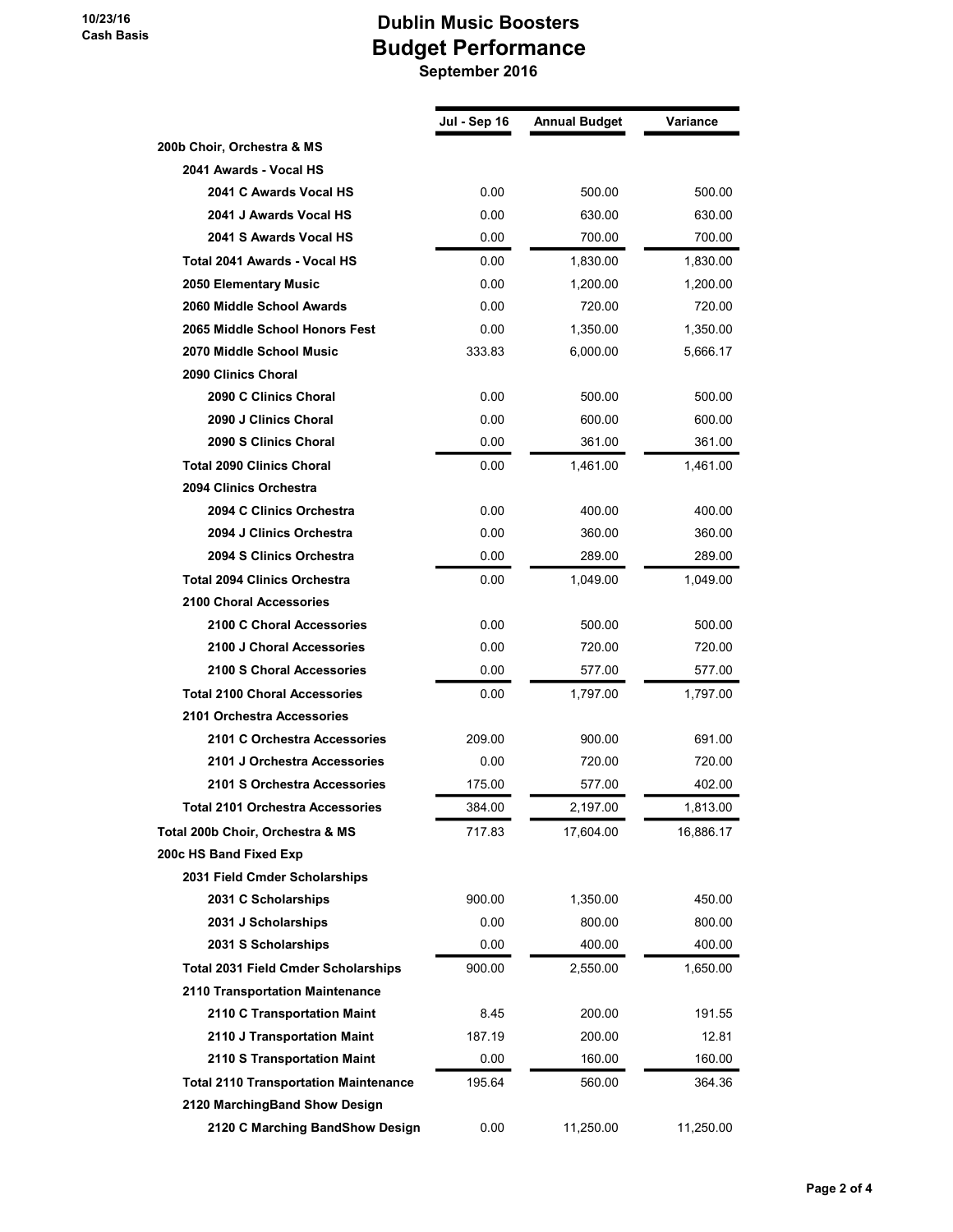10/23/16
Cash Basis

# Dublin Music Boosters
## Budget Performance
### September 2016

| | Jul - Sep 16 | Annual Budget | Variance |
|---|---|---|---|
| **200b Choir, Orchestra & MS** | | | |
| **2041 Awards - Vocal HS** | | | |
| **2041 C Awards Vocal HS** | 0.00 | 500.00 | 500.00 |
| **2041 J Awards Vocal HS** | 0.00 | 630.00 | 630.00 |
| **2041 S Awards Vocal HS** | 0.00 | 700.00 | 700.00 |
| **Total 2041 Awards - Vocal HS** | 0.00 | 1,830.00 | 1,830.00 |
| **2050 Elementary Music** | 0.00 | 1,200.00 | 1,200.00 |
| **2060 Middle School Awards** | 0.00 | 720.00 | 720.00 |
| **2065 Middle School Honors Fest** | 0.00 | 1,350.00 | 1,350.00 |
| **2070 Middle School Music** | 333.83 | 6,000.00 | 5,666.17 |
| **2090 Clinics Choral** | | | |
| **2090 C Clinics Choral** | 0.00 | 500.00 | 500.00 |
| **2090 J Clinics Choral** | 0.00 | 600.00 | 600.00 |
| **2090 S Clinics Choral** | 0.00 | 361.00 | 361.00 |
| **Total 2090 Clinics Choral** | 0.00 | 1,461.00 | 1,461.00 |
| **2094 Clinics Orchestra** | | | |
| **2094 C Clinics Orchestra** | 0.00 | 400.00 | 400.00 |
| **2094 J Clinics Orchestra** | 0.00 | 360.00 | 360.00 |
| **2094 S Clinics Orchestra** | 0.00 | 289.00 | 289.00 |
| **Total 2094 Clinics Orchestra** | 0.00 | 1,049.00 | 1,049.00 |
| **2100 Choral Accessories** | | | |
| **2100 C Choral Accessories** | 0.00 | 500.00 | 500.00 |
| **2100 J Choral Accessories** | 0.00 | 720.00 | 720.00 |
| **2100 S Choral Accessories** | 0.00 | 577.00 | 577.00 |
| **Total 2100 Choral Accessories** | 0.00 | 1,797.00 | 1,797.00 |
| **2101 Orchestra Accessories** | | | |
| **2101 C Orchestra Accessories** | 209.00 | 900.00 | 691.00 |
| **2101 J Orchestra Accessories** | 0.00 | 720.00 | 720.00 |
| **2101 S Orchestra Accessories** | 175.00 | 577.00 | 402.00 |
| **Total 2101 Orchestra Accessories** | 384.00 | 2,197.00 | 1,813.00 |
| **Total 200b Choir, Orchestra & MS** | 717.83 | 17,604.00 | 16,886.17 |
| **200c HS Band Fixed Exp** | | | |
| **2031 Field Cmder Scholarships** | | | |
| **2031 C Scholarships** | 900.00 | 1,350.00 | 450.00 |
| **2031 J Scholarships** | 0.00 | 800.00 | 800.00 |
| **2031 S Scholarships** | 0.00 | 400.00 | 400.00 |
| **Total 2031 Field Cmder Scholarships** | 900.00 | 2,550.00 | 1,650.00 |
| **2110 Transportation Maintenance** | | | |
| **2110 C Transportation Maint** | 8.45 | 200.00 | 191.55 |
| **2110 J Transportation Maint** | 187.19 | 200.00 | 12.81 |
| **2110 S Transportation Maint** | 0.00 | 160.00 | 160.00 |
| **Total 2110 Transportation Maintenance** | 195.64 | 560.00 | 364.36 |
| **2120 MarchingBand Show Design** | | | |
| **2120 C Marching BandShow Design** | 0.00 | 11,250.00 | 11,250.00 |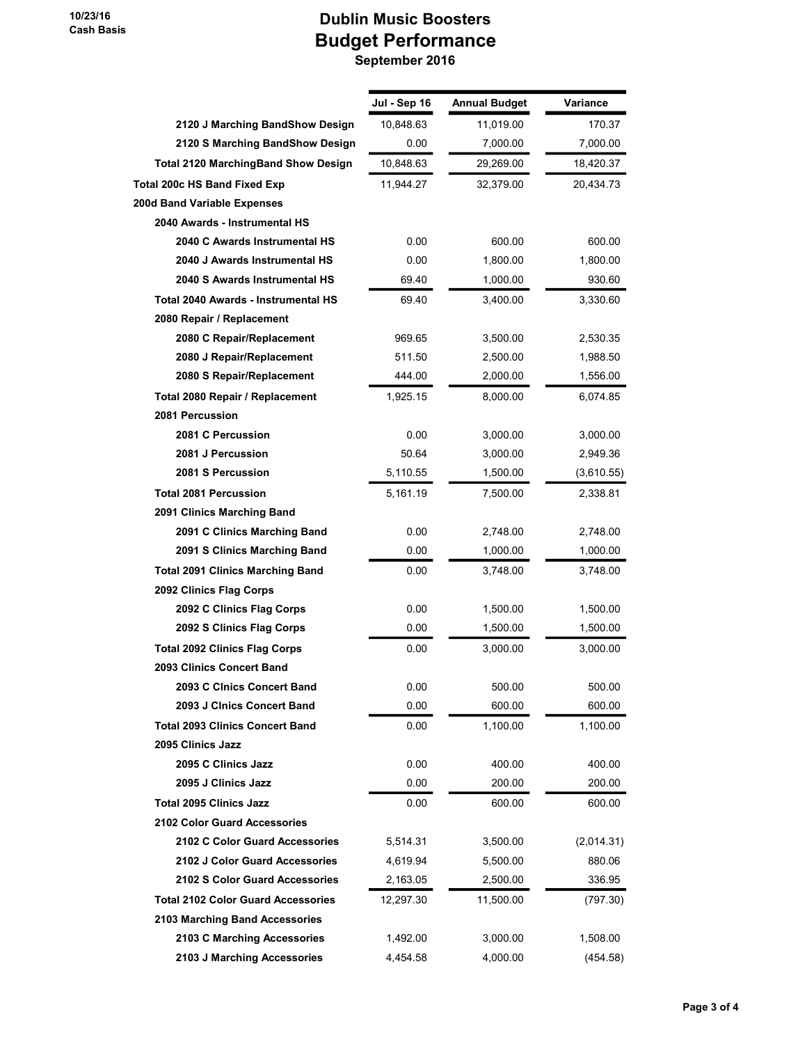**10/23/16**
**Cash Basis**

# Dublin Music Boosters
## Budget Performance
### September 2016

| | Jul - Sep 16 | Annual Budget | Variance |
|---|---|---|---|
| **2120 J Marching BandShow Design** | 10,848.63 | 11,019.00 | 170.37 |
| **2120 S Marching BandShow Design** | 0.00 | 7,000.00 | 7,000.00 |
| **Total 2120 MarchingBand Show Design** | 10,848.63 | 29,269.00 | 18,420.37 |
| **Total 200c HS Band Fixed Exp** | 11,944.27 | 32,379.00 | 20,434.73 |
| **200d Band Variable Expenses** | | | |
| **2040 Awards - Instrumental HS** | | | |
| **2040 C Awards Instrumental HS** | 0.00 | 600.00 | 600.00 |
| **2040 J Awards Instrumental HS** | 0.00 | 1,800.00 | 1,800.00 |
| **2040 S Awards Instrumental HS** | 69.40 | 1,000.00 | 930.60 |
| **Total 2040 Awards - Instrumental HS** | 69.40 | 3,400.00 | 3,330.60 |
| **2080 Repair / Replacement** | | | |
| **2080 C Repair/Replacement** | 969.65 | 3,500.00 | 2,530.35 |
| **2080 J Repair/Replacement** | 511.50 | 2,500.00 | 1,988.50 |
| **2080 S Repair/Replacement** | 444.00 | 2,000.00 | 1,556.00 |
| **Total 2080 Repair / Replacement** | 1,925.15 | 8,000.00 | 6,074.85 |
| **2081 Percussion** | | | |
| **2081 C Percussion** | 0.00 | 3,000.00 | 3,000.00 |
| **2081 J Percussion** | 50.64 | 3,000.00 | 2,949.36 |
| **2081 S Percussion** | 5,110.55 | 1,500.00 | (3,610.55) |
| **Total 2081 Percussion** | 5,161.19 | 7,500.00 | 2,338.81 |
| **2091 Clinics Marching Band** | | | |
| **2091 C Clinics Marching Band** | 0.00 | 2,748.00 | 2,748.00 |
| **2091 S Clinics Marching Band** | 0.00 | 1,000.00 | 1,000.00 |
| **Total 2091 Clinics Marching Band** | 0.00 | 3,748.00 | 3,748.00 |
| **2092 Clinics Flag Corps** | | | |
| **2092 C Clinics Flag Corps** | 0.00 | 1,500.00 | 1,500.00 |
| **2092 S Clinics Flag Corps** | 0.00 | 1,500.00 | 1,500.00 |
| **Total 2092 Clinics Flag Corps** | 0.00 | 3,000.00 | 3,000.00 |
| **2093 Clinics Concert Band** | | | |
| **2093 C Clnics Concert Band** | 0.00 | 500.00 | 500.00 |
| **2093 J Clnics Concert Band** | 0.00 | 600.00 | 600.00 |
| **Total 2093 Clinics Concert Band** | 0.00 | 1,100.00 | 1,100.00 |
| **2095 Clinics Jazz** | | | |
| **2095 C Clinics Jazz** | 0.00 | 400.00 | 400.00 |
| **2095 J Clinics Jazz** | 0.00 | 200.00 | 200.00 |
| **Total 2095 Clinics Jazz** | 0.00 | 600.00 | 600.00 |
| **2102 Color Guard Accessories** | | | |
| **2102 C Color Guard Accessories** | 5,514.31 | 3,500.00 | (2,014.31) |
| **2102 J Color Guard Accessories** | 4,619.94 | 5,500.00 | 880.06 |
| **2102 S Color Guard Accessories** | 2,163.05 | 2,500.00 | 336.95 |
| **Total 2102 Color Guard Accessories** | 12,297.30 | 11,500.00 | (797.30) |
| **2103 Marching Band Accessories** | | | |
| **2103 C Marching Accessories** | 1,492.00 | 3,000.00 | 1,508.00 |
| **2103 J Marching Accessories** | 4,454.58 | 4,000.00 | (454.58) |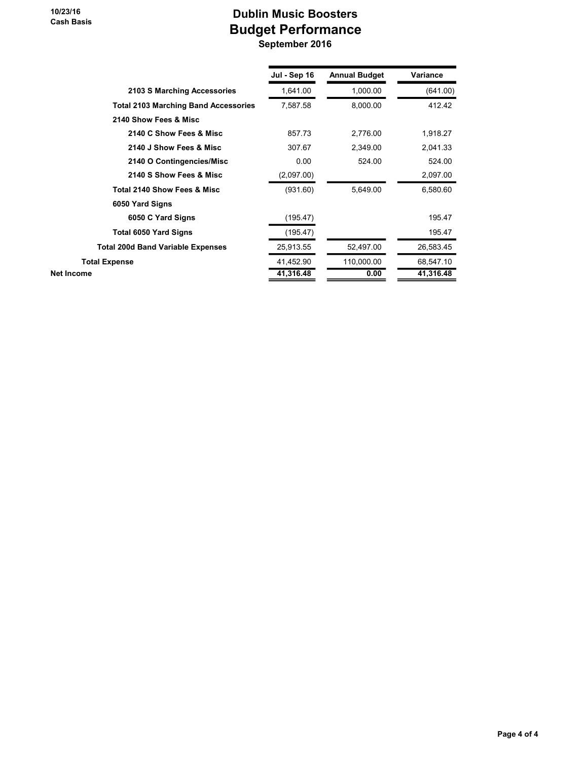10/23/16
Cash Basis

# Dublin Music Boosters
## Budget Performance
### September 2016

| | Jul - Sep 16 | Annual Budget | Variance |
|---|---|---|---|
| 2103 S Marching Accessories | 1,641.00 | 1,000.00 | (641.00) |
| Total 2103 Marching Band Accessories | 7,587.58 | 8,000.00 | 412.42 |
| 2140 Show Fees & Misc | | | |
| 2140 C Show Fees & Misc | 857.73 | 2,776.00 | 1,918.27 |
| 2140 J Show Fees & Misc | 307.67 | 2,349.00 | 2,041.33 |
| 2140 O Contingencies/Misc | 0.00 | 524.00 | 524.00 |
| 2140 S Show Fees & Misc | (2,097.00) | | 2,097.00 |
| Total 2140 Show Fees & Misc | (931.60) | 5,649.00 | 6,580.60 |
| 6050 Yard Signs | | | |
| 6050 C Yard Signs | (195.47) | | 195.47 |
| Total 6050 Yard Signs | (195.47) | | 195.47 |
| Total 200d Band Variable Expenses | 25,913.55 | 52,497.00 | 26,583.45 |
| Total Expense | 41,452.90 | 110,000.00 | 68,547.10 |
| Net Income | 41,316.48 | 0.00 | 41,316.48 |